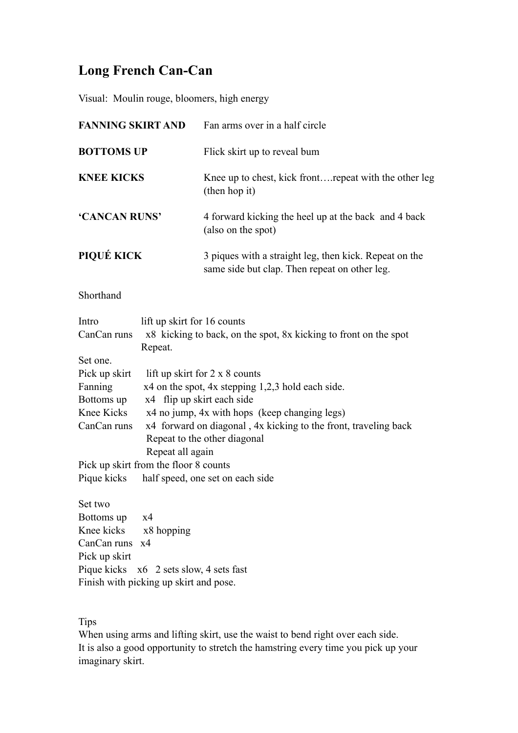# Long French Can-Can

Visual: Moulin rouge, bloomers, high energy

| | |
|---|---|
| **FANNING SKIRT AND** | Fan arms over in a half circle |
| **BOTTOMS UP** | Flick skirt up to reveal bum |
| **KNEE KICKS** | Knee up to chest, kick front….repeat with the other leg (then hop it) |
| **'CANCAN RUNS'** | 4 forward kicking the heel up at the back and 4 back (also on the spot) |
| **PIQUÉ KICK** | 3 piques with a straight leg, then kick. Repeat on the same side but clap. Then repeat on other leg. |

Shorthand

Intro lift up skirt for 16 counts
CanCan runs x8 kicking to back, on the spot, 8x kicking to front on the spot
Repeat.
Set one.
Pick up skirt lift up skirt for 2 x 8 counts
Fanning x4 on the spot, 4x stepping 1,2,3 hold each side.
Bottoms up x4 flip up skirt each side
Knee Kicks x4 no jump, 4x with hops (keep changing legs)
CanCan runs x4 forward on diagonal , 4x kicking to the front, traveling back
Repeat to the other diagonal
Repeat all again
Pick up skirt from the floor 8 counts
Pique kicks half speed, one set on each side

Set two
Bottoms up x4
Knee kicks x8 hopping
CanCan runs x4
Pick up skirt
Pique kicks x6 2 sets slow, 4 sets fast
Finish with picking up skirt and pose.

Tips
When using arms and lifting skirt, use the waist to bend right over each side.
It is also a good opportunity to stretch the hamstring every time you pick up your imaginary skirt.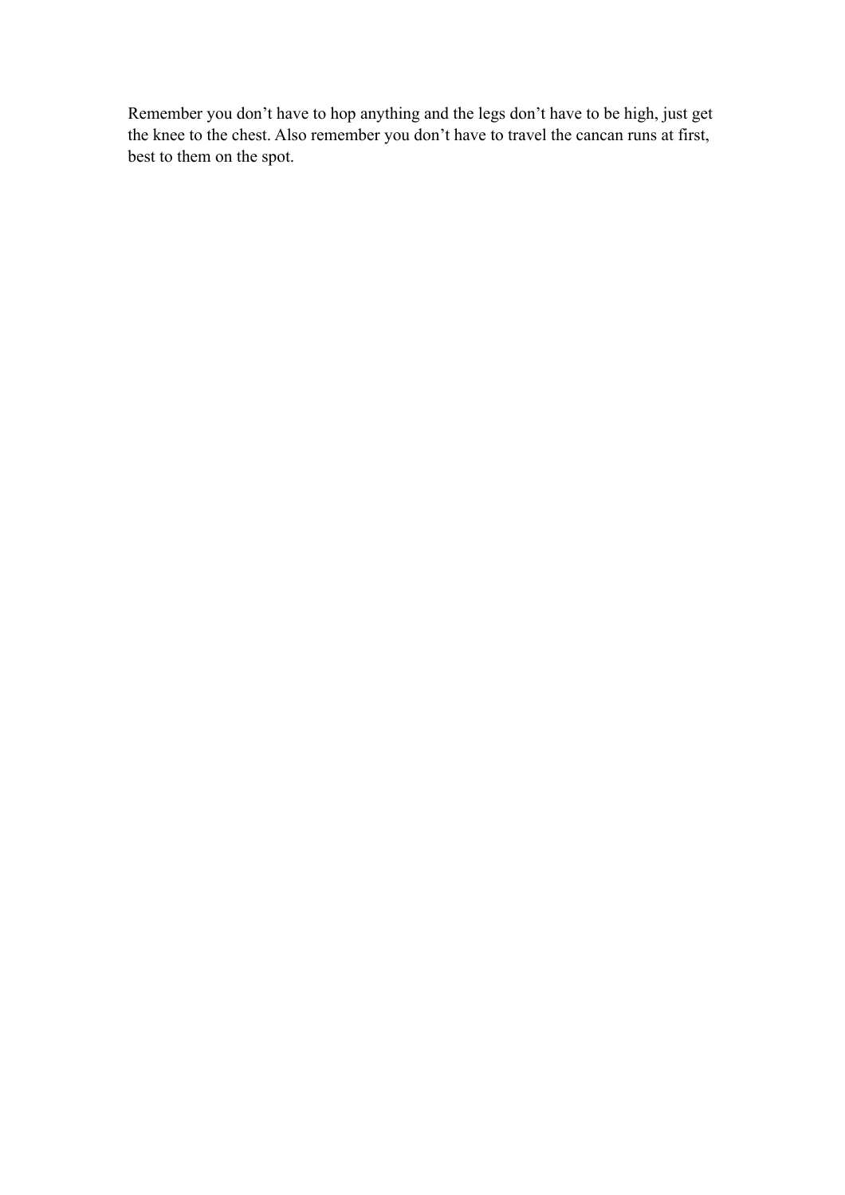Remember you don't have to hop anything and the legs don't have to be high, just get the knee to the chest. Also remember you don't have to travel the cancan runs at first, best to them on the spot.